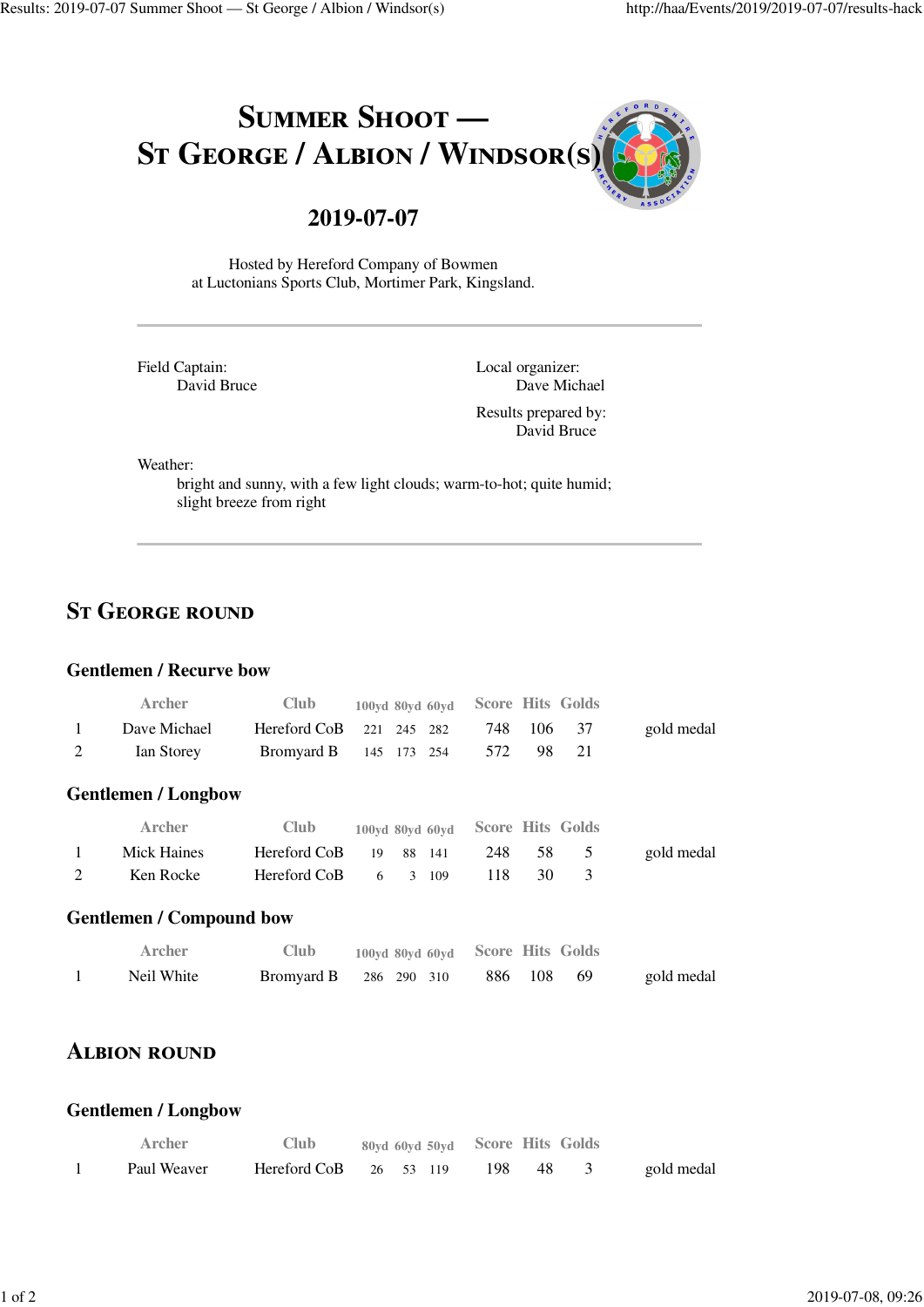# Summer Shoot — St George / Albion / Windsor(s)

## 2019-07-07

Hosted by Hereford Company of Bowmen
at Luctonians Sports Club, Mortimer Park, Kingsland.

---

Field Captain:
David Bruce

Local organizer:
Dave Michael

Results prepared by:
David Bruce

Weather:
bright and sunny, with a few light clouds; warm-to-hot; quite humid; slight breeze from right

---

## St George round

### Gentlemen / Recurve bow

| | Archer | Club | 100yd | 80yd | 60yd | Score | Hits | Golds | |
|---|---|---|---|---|---|---|---|---|---|
| 1 | Dave Michael | Hereford CoB | 221 | 245 | 282 | 748 | 106 | 37 | gold medal |
| 2 | Ian Storey | Bromyard B | 145 | 173 | 254 | 572 | 98 | 21 | |

### Gentlemen / Longbow

| | Archer | Club | 100yd | 80yd | 60yd | Score | Hits | Golds | |
|---|---|---|---|---|---|---|---|---|---|
| 1 | Mick Haines | Hereford CoB | 19 | 88 | 141 | 248 | 58 | 5 | gold medal |
| 2 | Ken Rocke | Hereford CoB | 6 | 3 | 109 | 118 | 30 | 3 | |

### Gentlemen / Compound bow

| | Archer | Club | 100yd | 80yd | 60yd | Score | Hits | Golds | |
|---|---|---|---|---|---|---|---|---|---|
| 1 | Neil White | Bromyard B | 286 | 290 | 310 | 886 | 108 | 69 | gold medal |

## Albion round

### Gentlemen / Longbow

| | Archer | Club | 80yd | 60yd | 50yd | Score | Hits | Golds | |
|---|---|---|---|---|---|---|---|---|---|
| 1 | Paul Weaver | Hereford CoB | 26 | 53 | 119 | 198 | 48 | 3 | gold medal |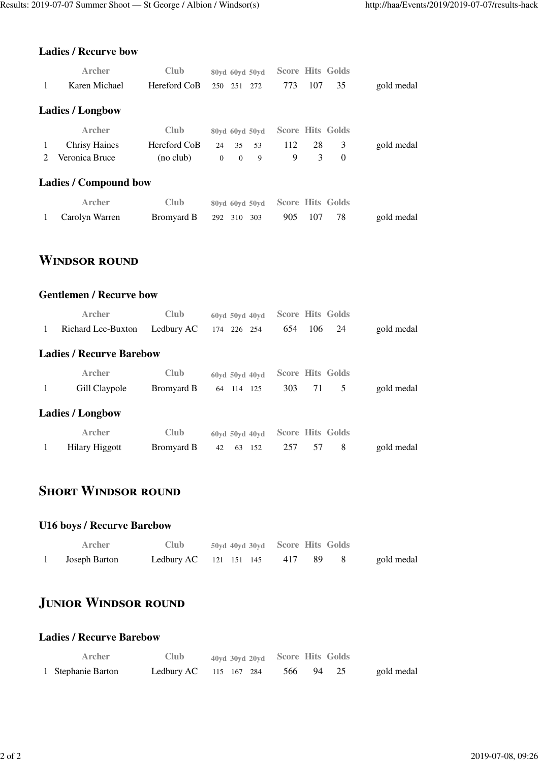### Ladies / Recurve bow

| | Archer | Club | 80yd | 60yd | 50yd | Score | Hits | Golds | |
|---|---|---|---|---|---|---|---|---|---|
| 1 | Karen Michael | Hereford CoB | 250 | 251 | 272 | 773 | 107 | 35 | gold medal |

### Ladies / Longbow

| | Archer | Club | 80yd | 60yd | 50yd | Score | Hits | Golds | |
|---|---|---|---|---|---|---|---|---|---|
| 1 | Chrisy Haines | Hereford CoB | 24 | 35 | 53 | 112 | 28 | 3 | gold medal |
| 2 | Veronica Bruce | (no club) | 0 | 0 | 9 | 9 | 3 | 0 | |

### Ladies / Compound bow

| | Archer | Club | 80yd | 60yd | 50yd | Score | Hits | Golds | |
|---|---|---|---|---|---|---|---|---|---|
| 1 | Carolyn Warren | Bromyard B | 292 | 310 | 303 | 905 | 107 | 78 | gold medal |

## Windsor round

### Gentlemen / Recurve bow

| | Archer | Club | 60yd | 50yd | 40yd | Score | Hits | Golds | |
|---|---|---|---|---|---|---|---|---|---|
| 1 | Richard Lee-Buxton | Ledbury AC | 174 | 226 | 254 | 654 | 106 | 24 | gold medal |

### Ladies / Recurve Barebow

| | Archer | Club | 60yd | 50yd | 40yd | Score | Hits | Golds | |
|---|---|---|---|---|---|---|---|---|---|
| 1 | Gill Claypole | Bromyard B | 64 | 114 | 125 | 303 | 71 | 5 | gold medal |

### Ladies / Longbow

| | Archer | Club | 60yd | 50yd | 40yd | Score | Hits | Golds | |
|---|---|---|---|---|---|---|---|---|---|
| 1 | Hilary Higgott | Bromyard B | 42 | 63 | 152 | 257 | 57 | 8 | gold medal |

## Short Windsor round

### U16 boys / Recurve Barebow

| | Archer | Club | 50yd | 40yd | 30yd | Score | Hits | Golds | |
|---|---|---|---|---|---|---|---|---|---|
| 1 | Joseph Barton | Ledbury AC | 121 | 151 | 145 | 417 | 89 | 8 | gold medal |

## Junior Windsor round

### Ladies / Recurve Barebow

| | Archer | Club | 40yd | 30yd | 20yd | Score | Hits | Golds | |
|---|---|---|---|---|---|---|---|---|---|
| 1 | Stephanie Barton | Ledbury AC | 115 | 167 | 284 | 566 | 94 | 25 | gold medal |